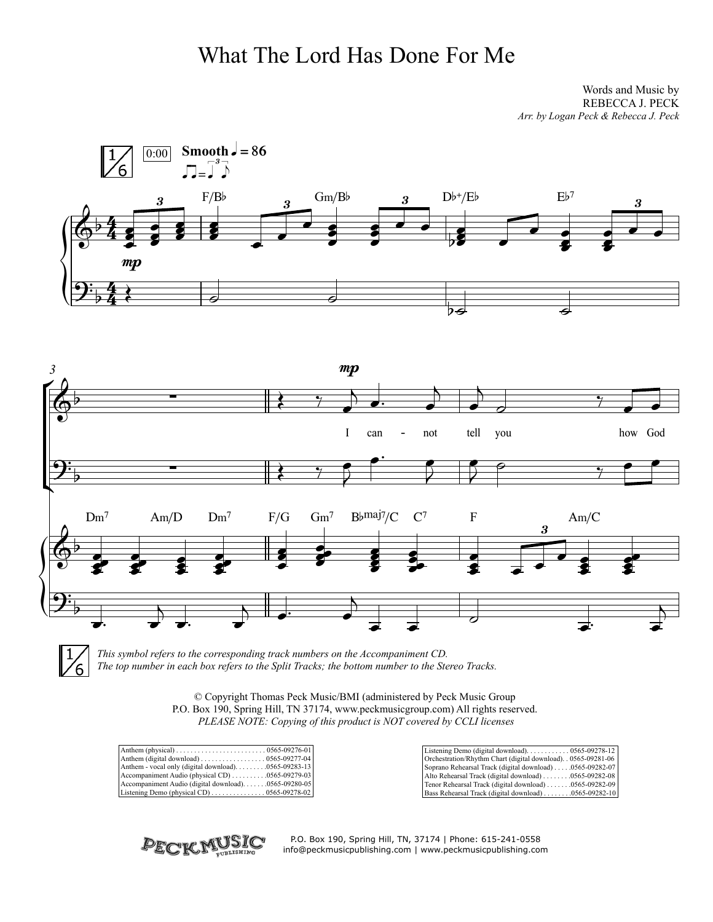# What The Lord Has Done For Me

Words and Music by
REBECCA J. PECK
*Arr. by Logan Peck & Rebecca J. Peck*

*This symbol refers to the corresponding track numbers on the Accompaniment CD. The top number in each box refers to the Split Tracks; the bottom number to the Stereo Tracks.*

© Copyright Thomas Peck Music/BMI (administered by Peck Music Group
P.O. Box 190, Spring Hill, TN 37174, www.peckmusicgroup.com) All rights reserved.
*PLEASE NOTE: Copying of this product is NOT covered by CCLI licenses*

| Product | Number |
|---|---|
| Anthem (physical) | 0565-09276-01 |
| Anthem (digital download) | 0565-09277-04 |
| Anthem - vocal only (digital download) | 0565-09283-13 |
| Accompaniment Audio (physical CD) | 0565-09279-03 |
| Accompaniment Audio (digital download) | 0565-09280-05 |
| Listening Demo (physical CD) | 0565-09278-02 |

| Product | Number |
|---|---|
| Listening Demo (digital download) | 0565-09278-12 |
| Orchestration/Rhythm Chart (digital download) | 0565-09281-06 |
| Soprano Rehearsal Track (digital download) | 0565-09282-07 |
| Alto Rehearsal Track (digital download) | 0565-09282-08 |
| Tenor Rehearsal Track (digital download) | 0565-09282-09 |
| Bass Rehearsal Track (digital download) | 0565-09282-10 |

P.O. Box 190, Spring Hill, TN, 37174 | Phone: 615-241-0558
info@peckmusicpublishing.com | www.peckmusicpublishing.com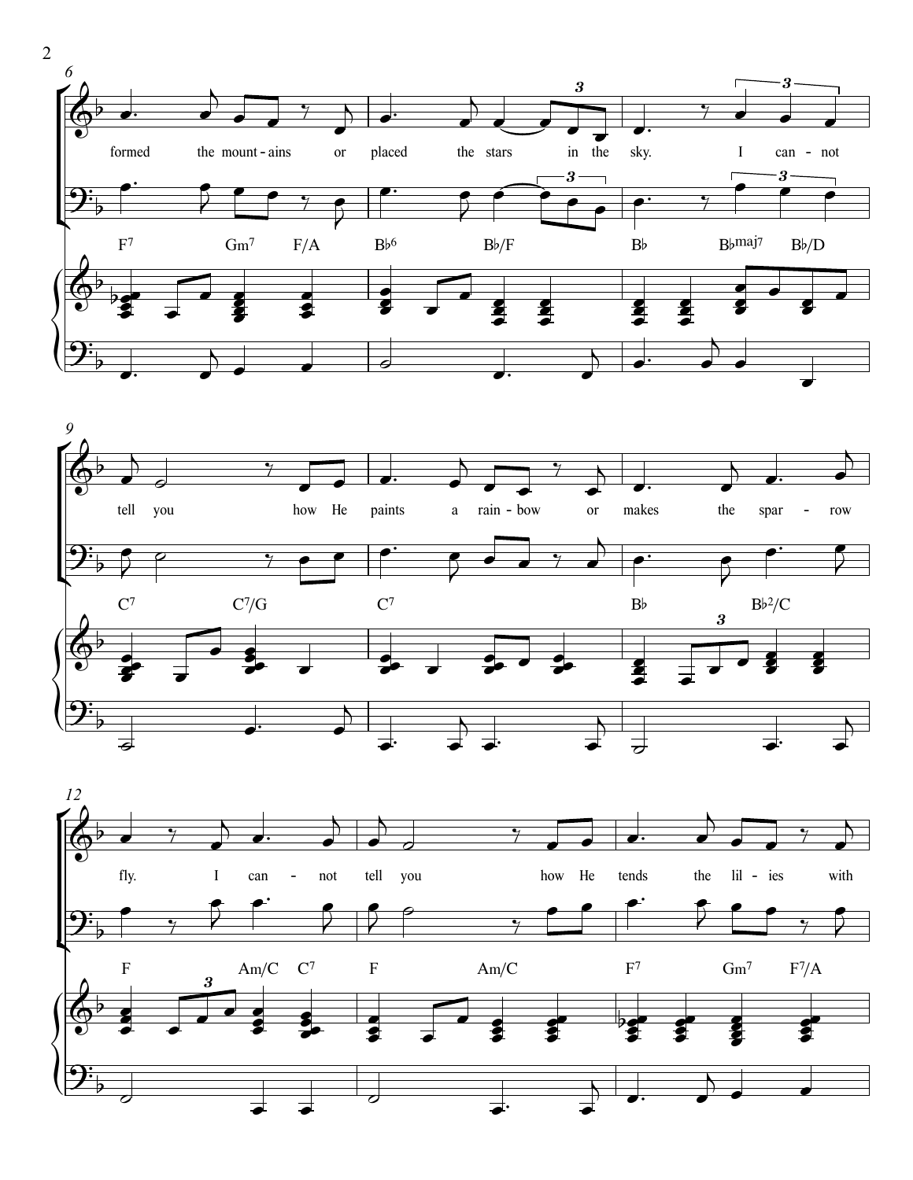formed the mount - ains or placed the stars in the sky. I can - not

tell you how He paints a rain - bow or makes the spar - row

fly. I can - not tell you how He tends the lil - ies with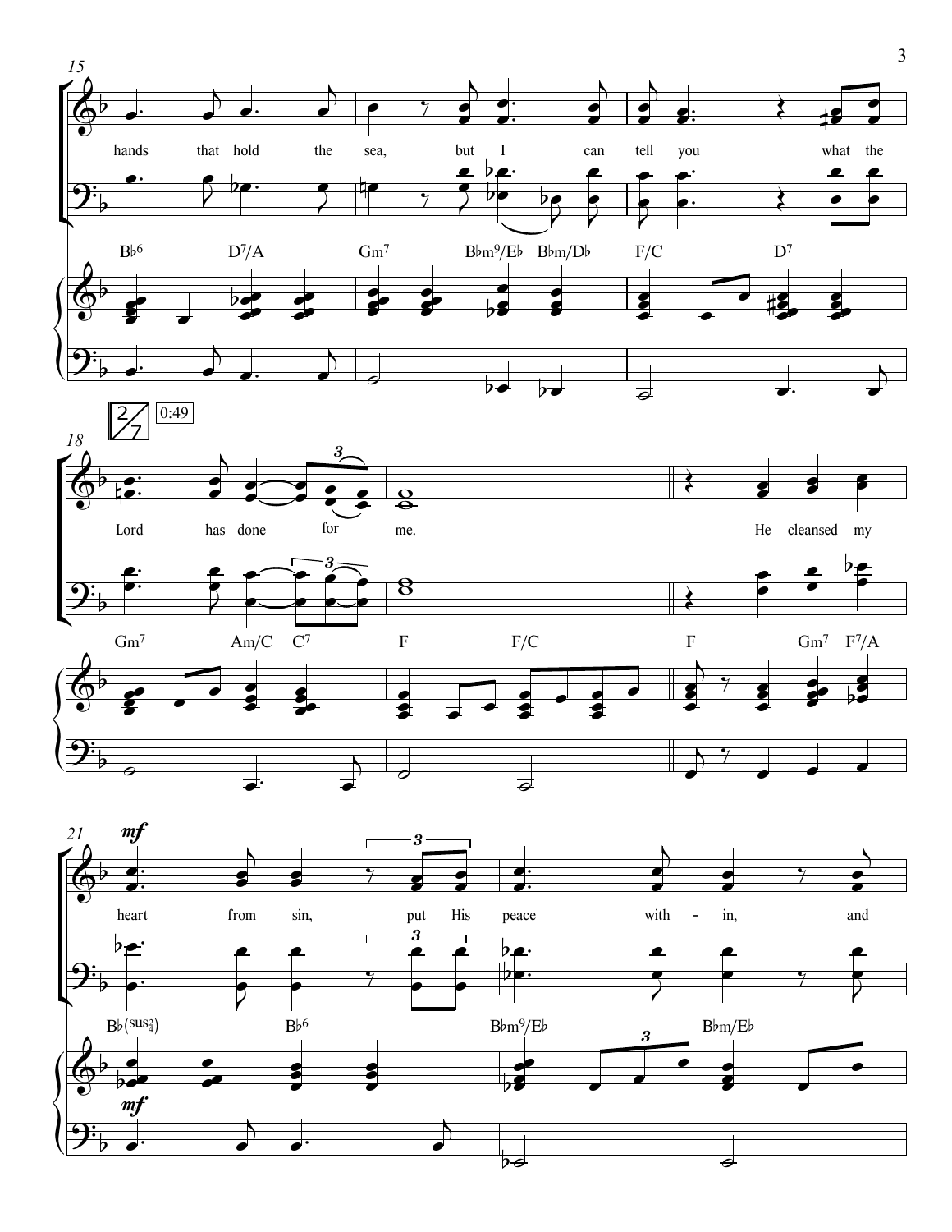15

hands that hold the sea, but I can tell you what the

B♭6 D7/A Gm7 B♭m9/E♭ B♭m/D♭ F/C D7

18

2/7 0:49

Lord has done for me. He cleansed my

Gm7 Am/C C7 F F/C F Gm7 F7/A

21

*mf*

heart from sin, put His peace with - in, and

B♭(sus2/4) B♭6 B♭m9/E♭ B♭m/E♭

*mf*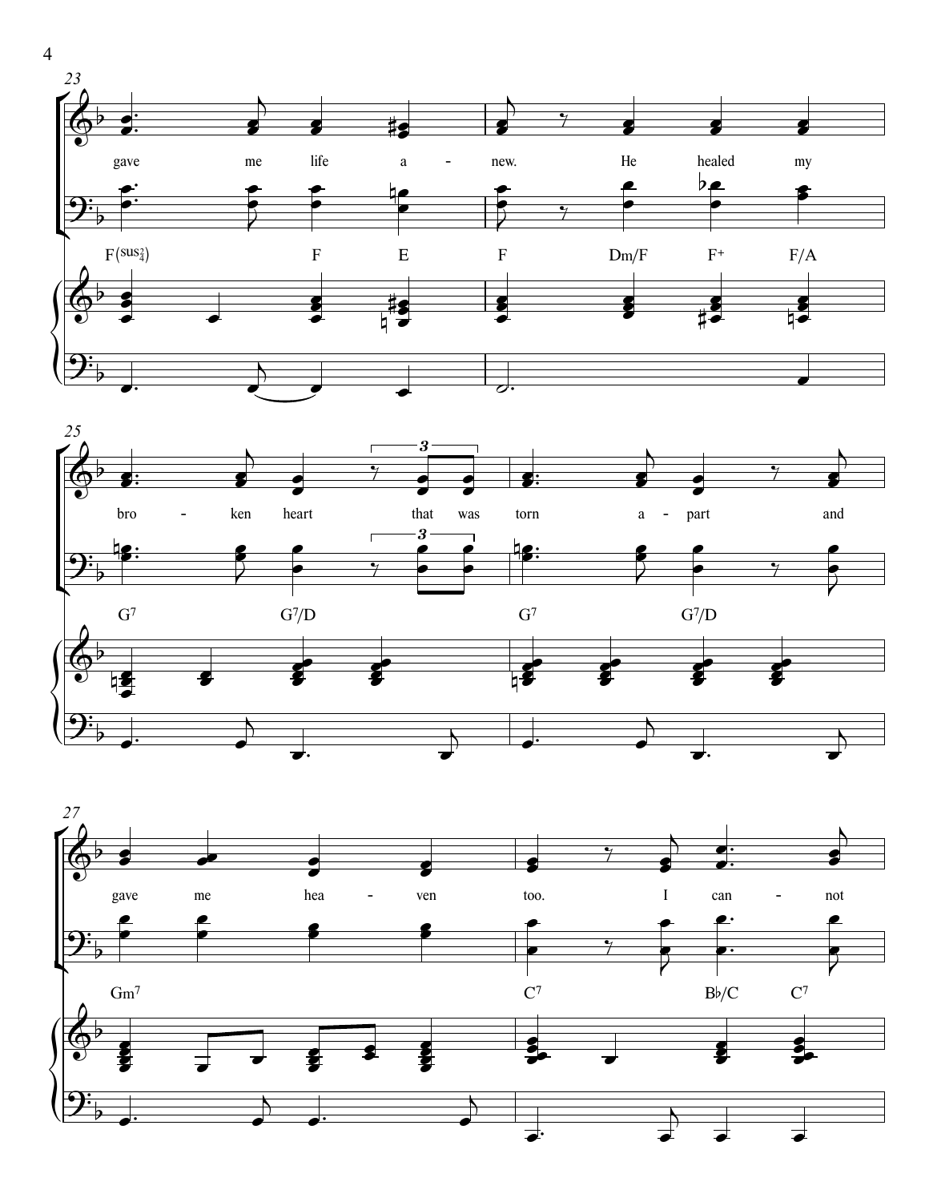23

gave me life a - new. He healed my

F(sus4/3) F E F Dm/F F+ F/A

25

bro - ken heart that was torn a - part and

G7 G7/D G7 G7/D

27

gave me hea - ven too. I can - not

Gm7 C7 B♭/C C7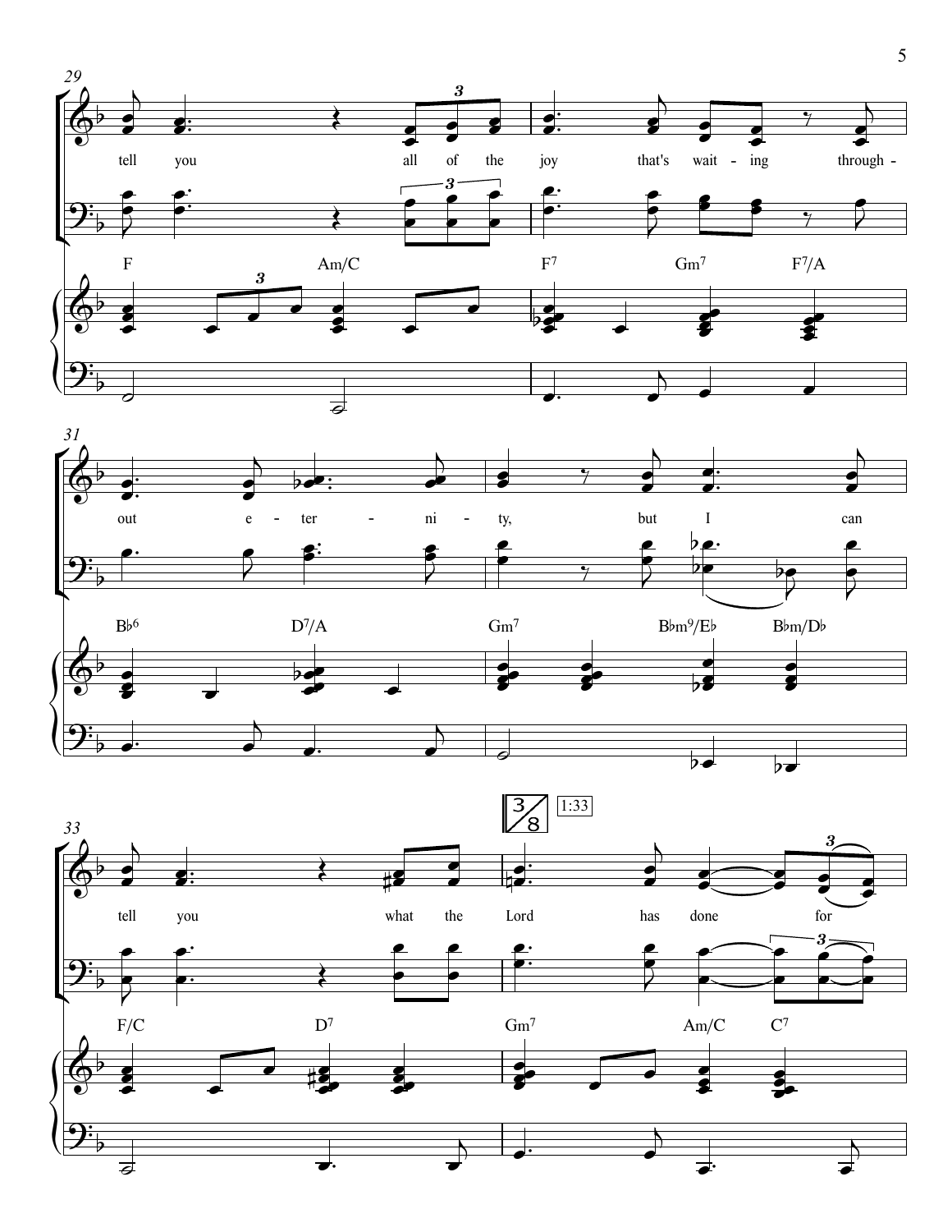29

tell you all of the joy that's wait - ing through -

F Am/C F7 Gm7 F7/A

31

out e - ter - ni - ty, but I can

B♭6 D7/A Gm7 B♭m9/E♭ B♭m/D♭

33

3/8 1:33

tell you what the Lord has done for

F/C D7 Gm7 Am/C C7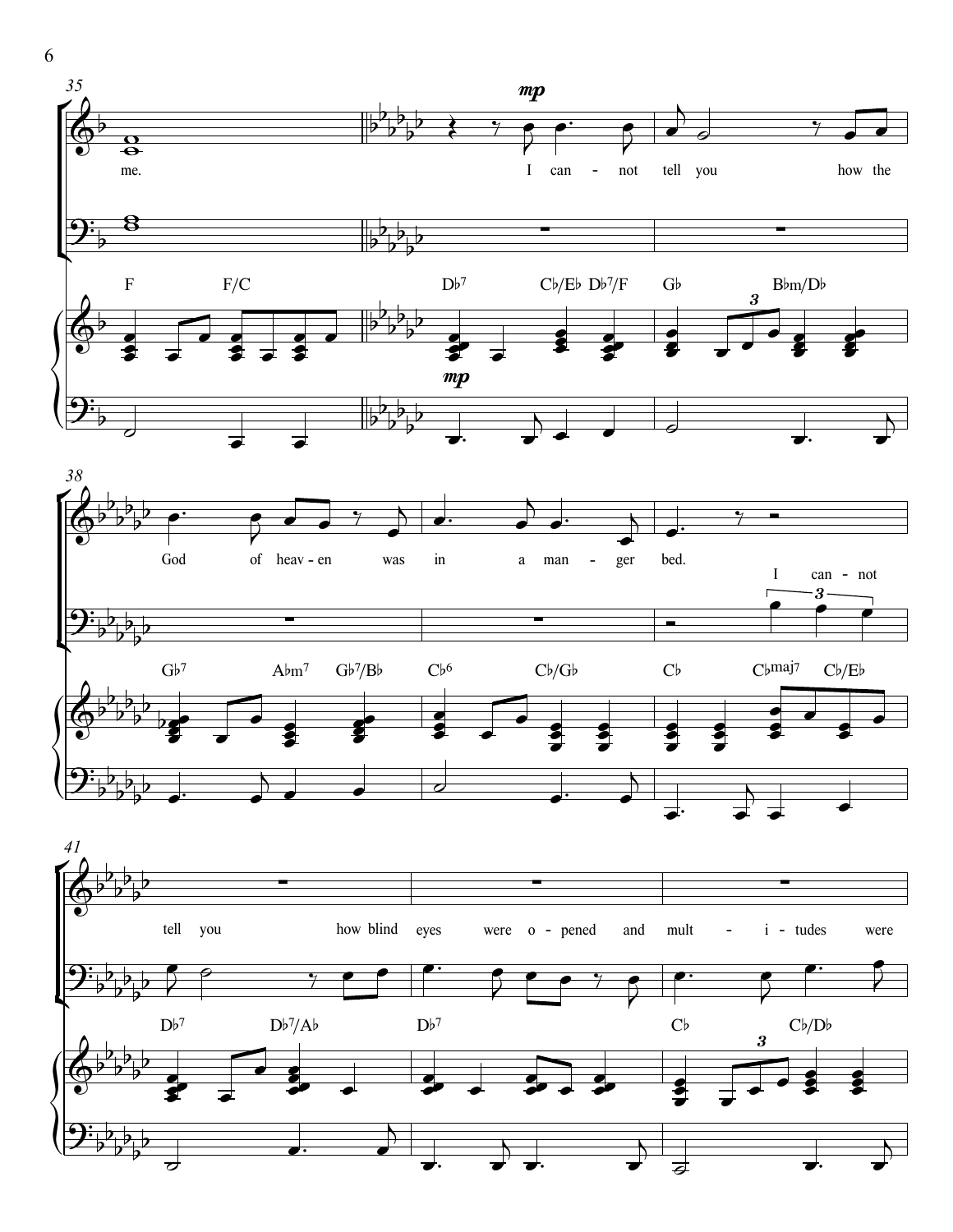35

*mp*

me. I can - not tell you how the

F F/C D♭7 C♭/E♭ D♭7/F G♭ B♭m/D♭

*mp*

38

God of heav - en was in a man - ger bed.

I can - not

G♭7 A♭m7 G♭7/B♭ C♭6 C♭/G♭ C♭ C♭maj7 C♭/E♭

41

tell you how blind eyes were o - pened and mult - i - tudes were

D♭7 D♭7/A♭ D♭7 C♭ C♭/D♭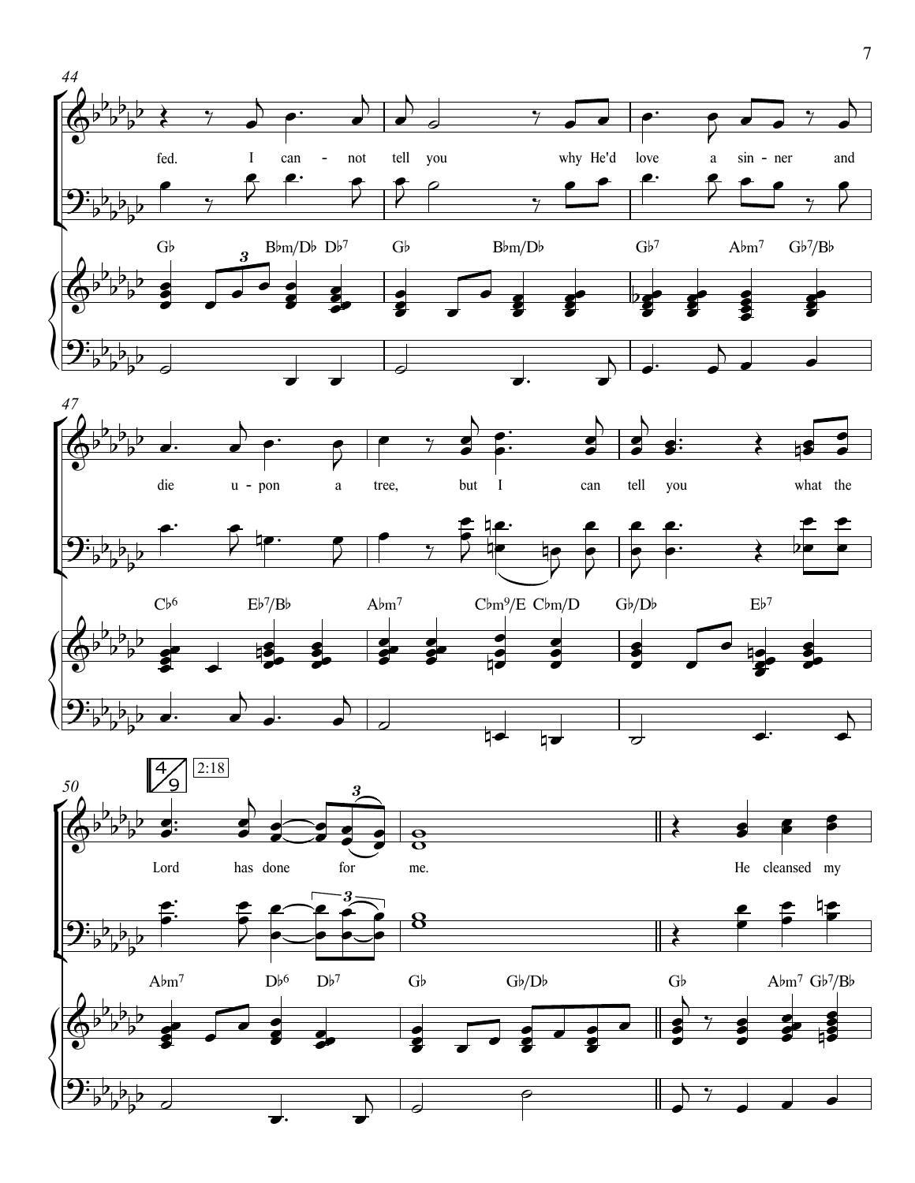44

fed. I can - not tell you why He'd love a sin - ner and

G♭ B♭m/D♭ D♭7 G♭ B♭m/D♭ G♭7 A♭m7 G♭7/B♭

47

die u - pon a tree, but I can tell you what the

C♭6 E♭7/B♭ A♭m7 C♭m9/E C♭m/D G♭/D♭ E♭7

50

4/9 2:18

Lord has done for me. He cleansed my

A♭m7 D♭6 D♭7 G♭ G♭/D♭ G♭ A♭m7 G♭7/B♭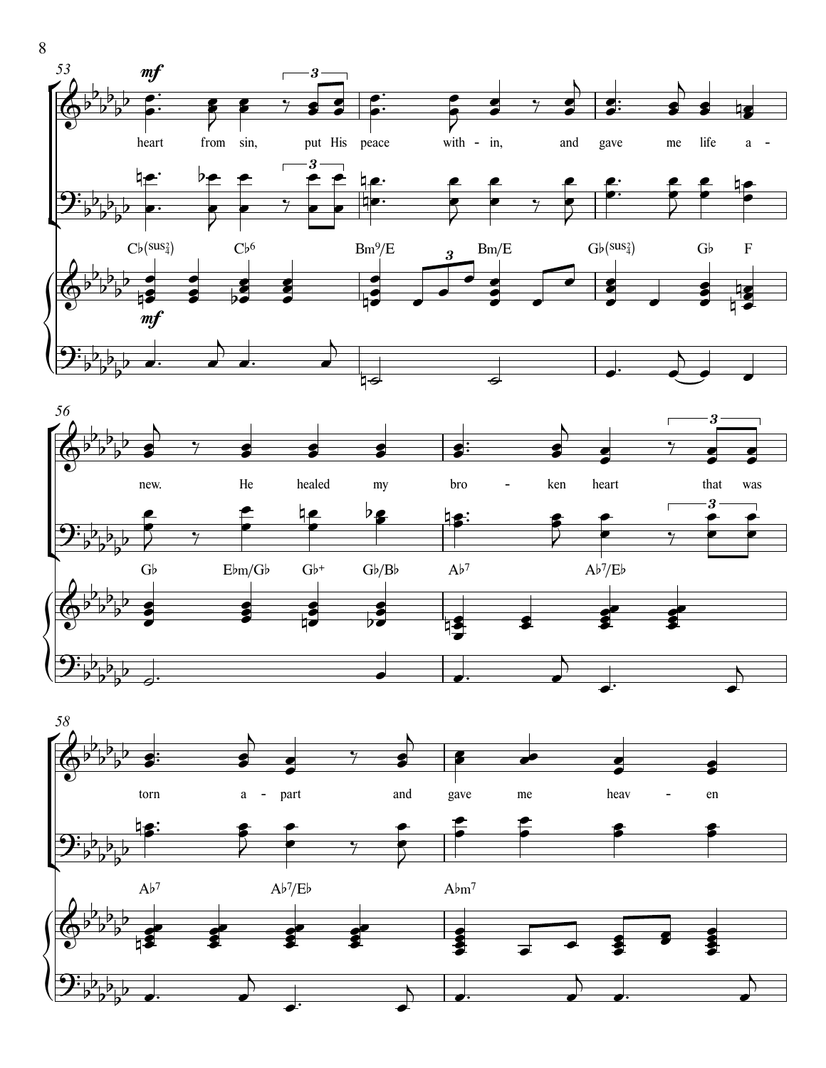53

*mf*

heart from sin, put His peace with - in, and gave me life a -

C♭(sus4) C♭6 Bm9/E Bm/E G♭(sus4) G♭ F

*mf*

56

new. He healed my bro - ken heart that was

G♭ E♭m/G♭ G♭+ G♭/B♭ A♭7 A♭7/E♭

58

torn a - part and gave me heav - en

A♭7 A♭7/E♭ A♭m7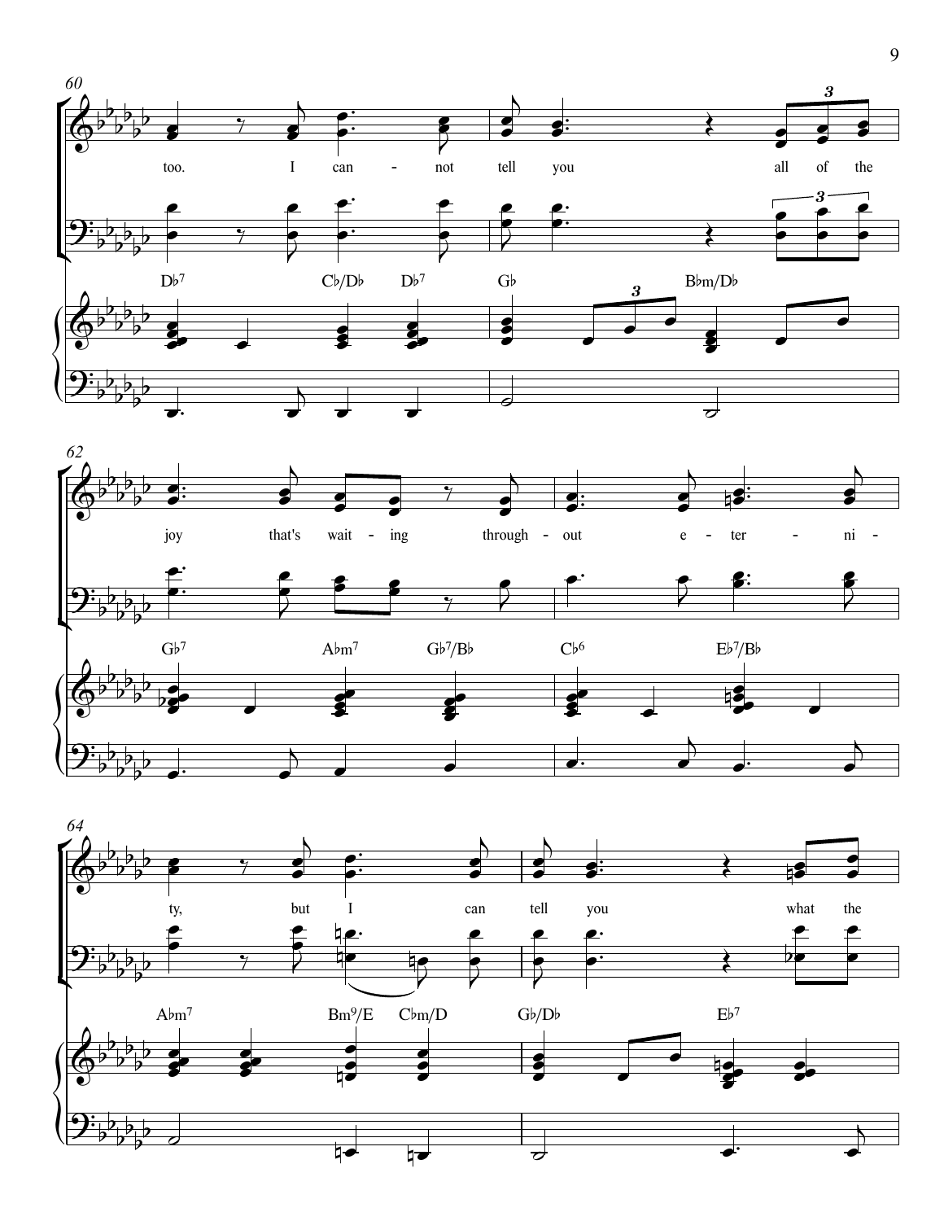60

too. I can - not tell you all of the

D♭7 C♭/D♭ D♭7 G♭ B♭m/D♭

62

joy that's wait - ing through - out e - ter - ni -

G♭7 A♭m7 G♭7/B♭ C♭6 E♭7/B♭

64

ty, but I can tell you what the

A♭m7 Bm9/E C♭m/D G♭/D♭ E♭7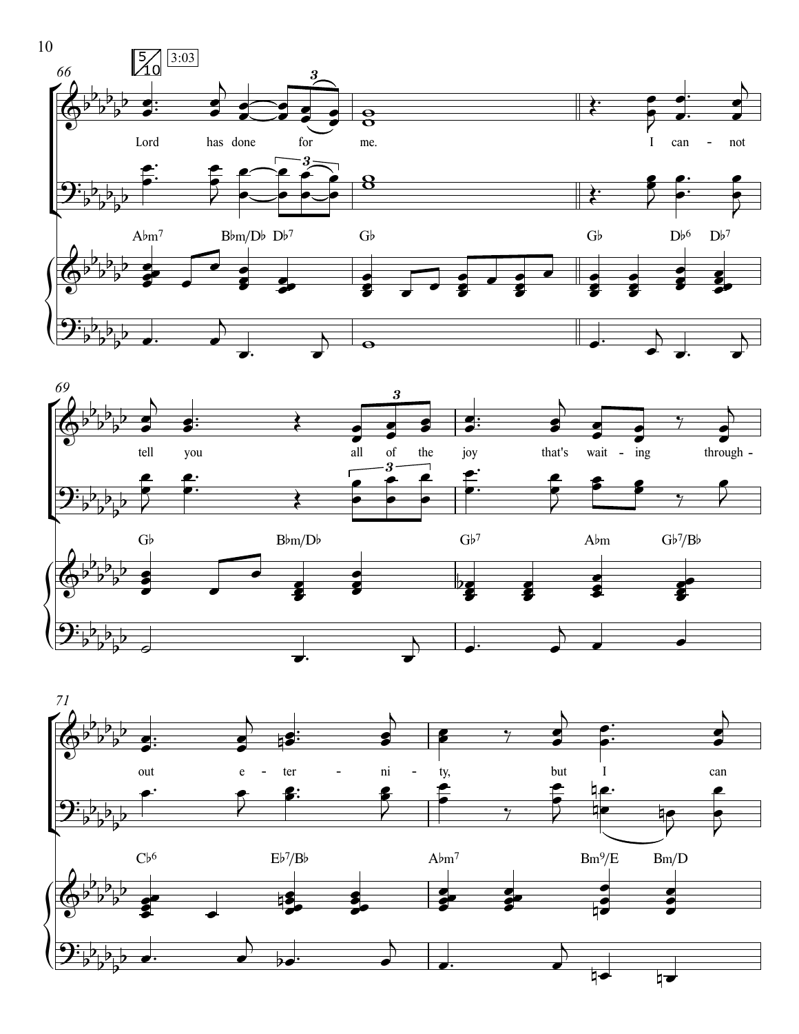5/10 3:03

66

Lord has done for me.

I can - not

A♭m7 B♭m/D♭ D♭7 G♭ G♭ D♭6 D♭7

69

tell you all of the joy that's wait - ing through -

G♭ B♭m/D♭ G♭7 A♭m G♭7/B♭

71

out e - ter - ni - ty, but I can

C♭6 E♭7/B♭ A♭m7 Bm9/E Bm/D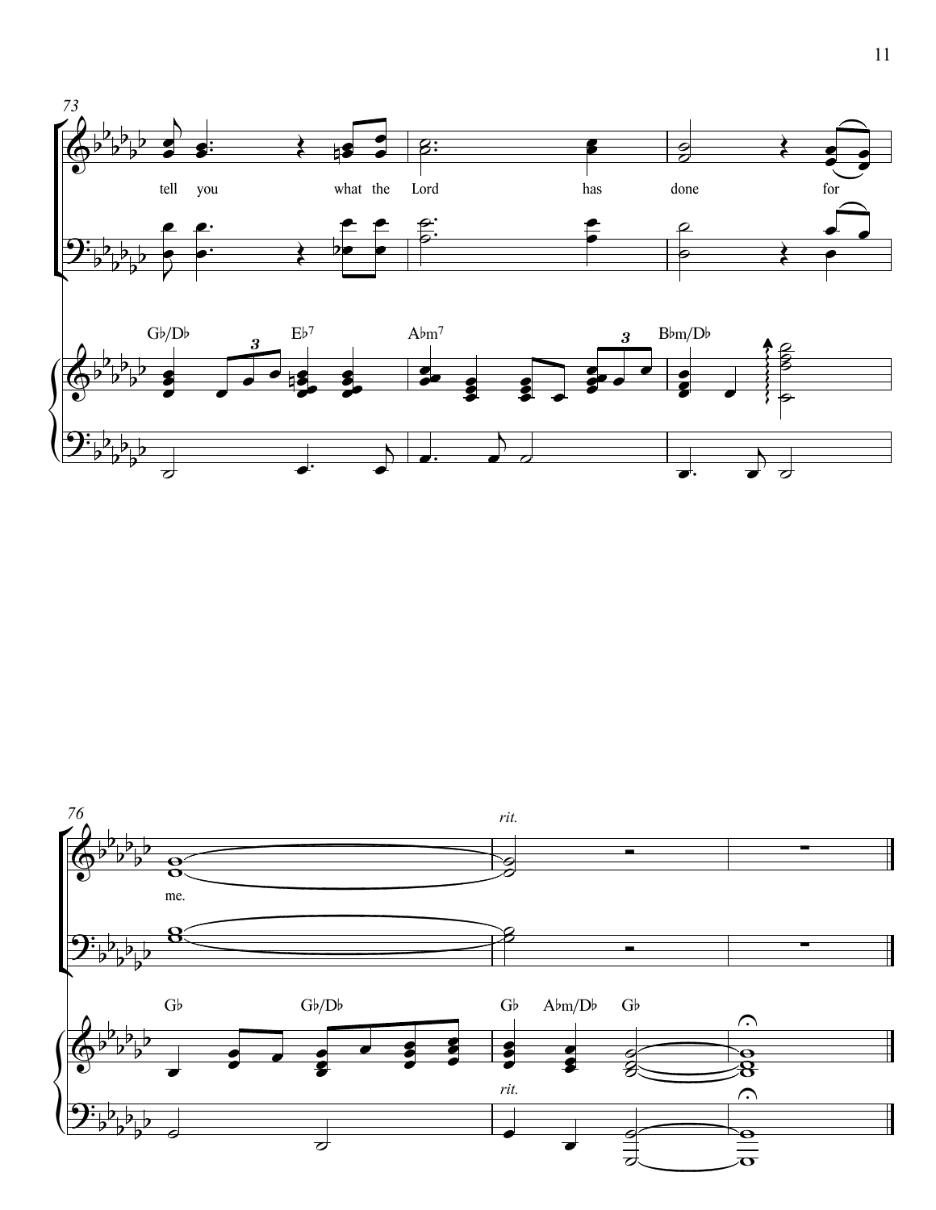73

tell you what the Lord has done for

G♭/D♭ E♭7 A♭m7 B♭m/D♭

76

me.

*rit.*

G♭ G♭/D♭ G♭ A♭m/D♭ G♭

*rit.*